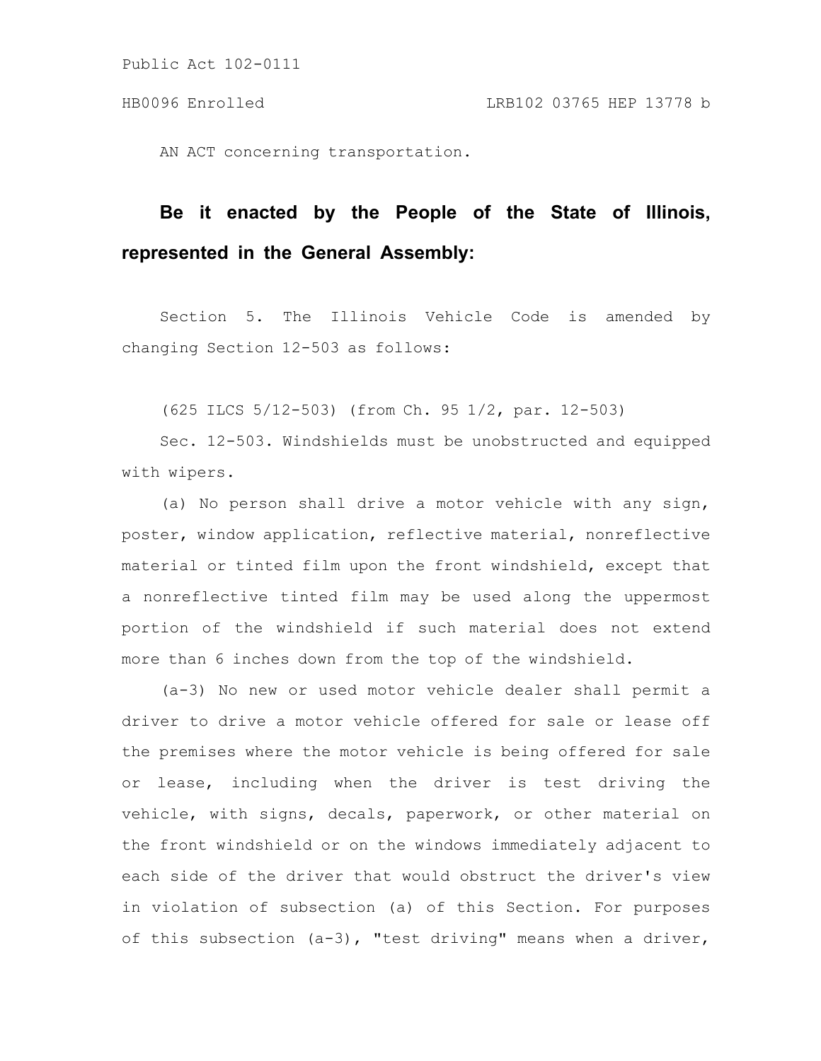Public Act 102-0111

HB0096 Enrolled LRB102 03765 HEP 13778 b

AN ACT concerning transportation.

**Be it enacted by the People of the State of Illinois, represented in the General Assembly:**

Section 5. The Illinois Vehicle Code is amended by changing Section 12-503 as follows:

(625 ILCS 5/12-503) (from Ch. 95 1/2, par. 12-503)

Sec. 12-503. Windshields must be unobstructed and equipped with wipers.

(a) No person shall drive a motor vehicle with any sign, poster, window application, reflective material, nonreflective material or tinted film upon the front windshield, except that a nonreflective tinted film may be used along the uppermost portion of the windshield if such material does not extend more than 6 inches down from the top of the windshield.

(a-3) No new or used motor vehicle dealer shall permit a driver to drive a motor vehicle offered for sale or lease off the premises where the motor vehicle is being offered for sale or lease, including when the driver is test driving the vehicle, with signs, decals, paperwork, or other material on the front windshield or on the windows immediately adjacent to each side of the driver that would obstruct the driver's view in violation of subsection (a) of this Section. For purposes of this subsection (a-3), "test driving" means when a driver,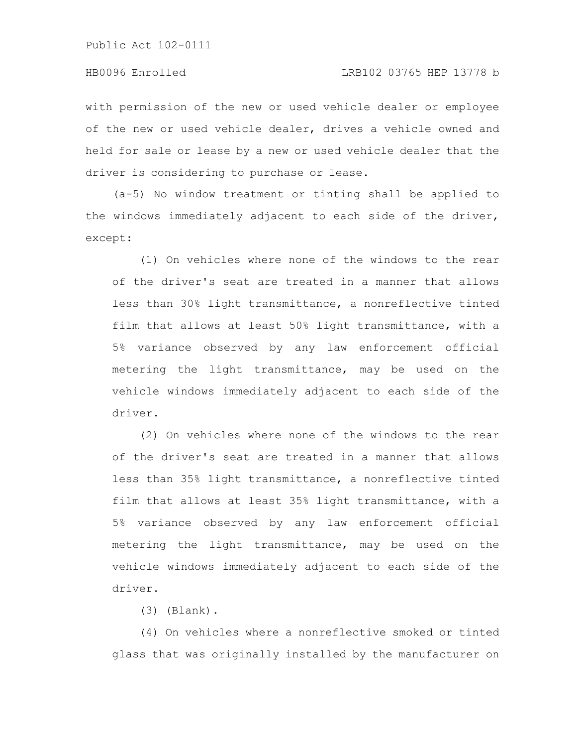with permission of the new or used vehicle dealer or employee of the new or used vehicle dealer, drives a vehicle owned and held for sale or lease by a new or used vehicle dealer that the driver is considering to purchase or lease.

(a-5) No window treatment or tinting shall be applied to the windows immediately adjacent to each side of the driver, except:

(1) On vehicles where none of the windows to the rear of the driver's seat are treated in a manner that allows less than 30% light transmittance, a nonreflective tinted film that allows at least 50% light transmittance, with a 5% variance observed by any law enforcement official metering the light transmittance, may be used on the vehicle windows immediately adjacent to each side of the driver.

(2) On vehicles where none of the windows to the rear of the driver's seat are treated in a manner that allows less than 35% light transmittance, a nonreflective tinted film that allows at least 35% light transmittance, with a 5% variance observed by any law enforcement official metering the light transmittance, may be used on the vehicle windows immediately adjacent to each side of the driver.

(3) (Blank).

(4) On vehicles where a nonreflective smoked or tinted glass that was originally installed by the manufacturer on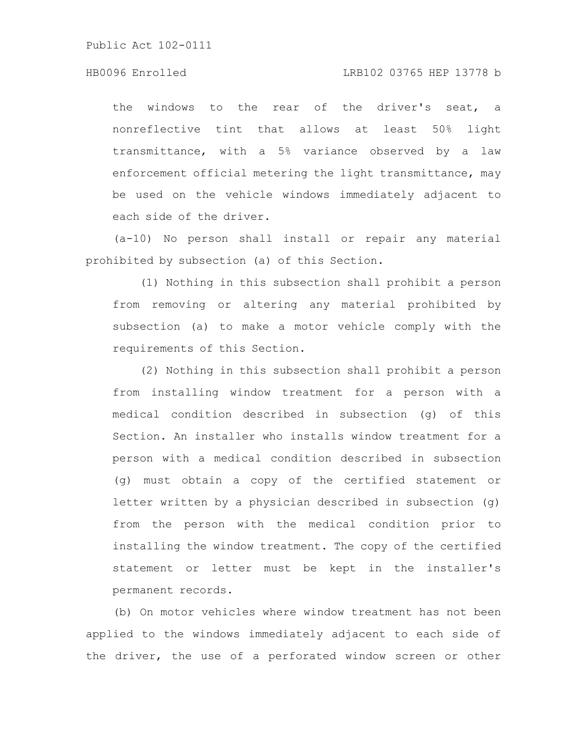the windows to the rear of the driver's seat, a nonreflective tint that allows at least 50% light transmittance, with a 5% variance observed by a law enforcement official metering the light transmittance, may be used on the vehicle windows immediately adjacent to each side of the driver.

(a-10) No person shall install or repair any material prohibited by subsection (a) of this Section.

(1) Nothing in this subsection shall prohibit a person from removing or altering any material prohibited by subsection (a) to make a motor vehicle comply with the requirements of this Section.

(2) Nothing in this subsection shall prohibit a person from installing window treatment for a person with a medical condition described in subsection (g) of this Section. An installer who installs window treatment for a person with a medical condition described in subsection (g) must obtain a copy of the certified statement or letter written by a physician described in subsection (g) from the person with the medical condition prior to installing the window treatment. The copy of the certified statement or letter must be kept in the installer's permanent records.

(b) On motor vehicles where window treatment has not been applied to the windows immediately adjacent to each side of the driver, the use of a perforated window screen or other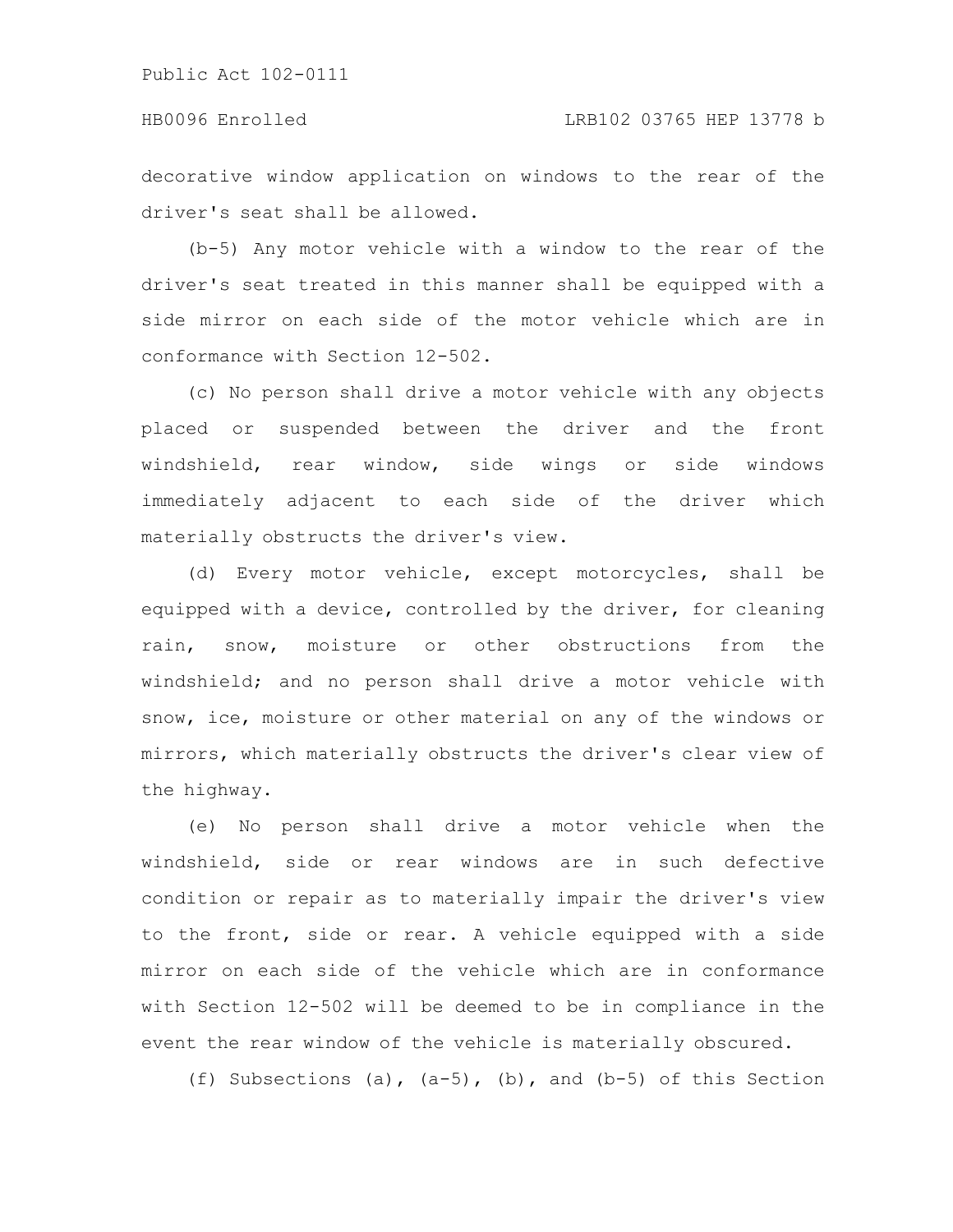decorative window application on windows to the rear of the driver's seat shall be allowed.

(b-5) Any motor vehicle with a window to the rear of the driver's seat treated in this manner shall be equipped with a side mirror on each side of the motor vehicle which are in conformance with Section 12-502.

(c) No person shall drive a motor vehicle with any objects placed or suspended between the driver and the front windshield, rear window, side wings or side windows immediately adjacent to each side of the driver which materially obstructs the driver's view.

(d) Every motor vehicle, except motorcycles, shall be equipped with a device, controlled by the driver, for cleaning rain, snow, moisture or other obstructions from the windshield; and no person shall drive a motor vehicle with snow, ice, moisture or other material on any of the windows or mirrors, which materially obstructs the driver's clear view of the highway.

(e) No person shall drive a motor vehicle when the windshield, side or rear windows are in such defective condition or repair as to materially impair the driver's view to the front, side or rear. A vehicle equipped with a side mirror on each side of the vehicle which are in conformance with Section 12-502 will be deemed to be in compliance in the event the rear window of the vehicle is materially obscured.

(f) Subsections (a), (a-5), (b), and (b-5) of this Section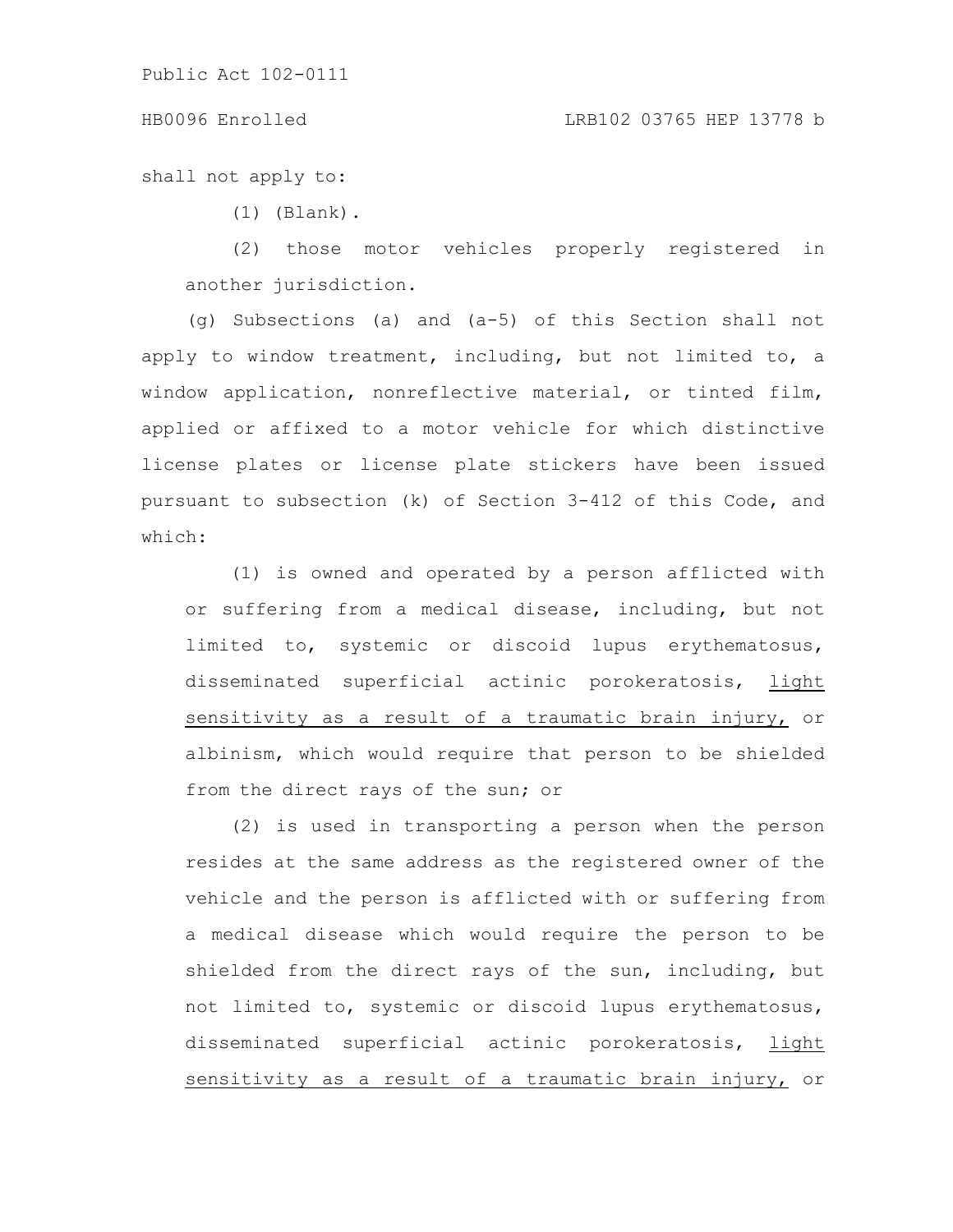shall not apply to:

(1) (Blank).

(2) those motor vehicles properly registered in another jurisdiction.

(g) Subsections (a) and (a-5) of this Section shall not apply to window treatment, including, but not limited to, a window application, nonreflective material, or tinted film, applied or affixed to a motor vehicle for which distinctive license plates or license plate stickers have been issued pursuant to subsection (k) of Section 3-412 of this Code, and which:

(1) is owned and operated by a person afflicted with or suffering from a medical disease, including, but not limited to, systemic or discoid lupus erythematosus, disseminated superficial actinic porokeratosis, light sensitivity as a result of a traumatic brain injury, or albinism, which would require that person to be shielded from the direct rays of the sun; or

(2) is used in transporting a person when the person resides at the same address as the registered owner of the vehicle and the person is afflicted with or suffering from a medical disease which would require the person to be shielded from the direct rays of the sun, including, but not limited to, systemic or discoid lupus erythematosus, disseminated superficial actinic porokeratosis, light sensitivity as a result of a traumatic brain injury, or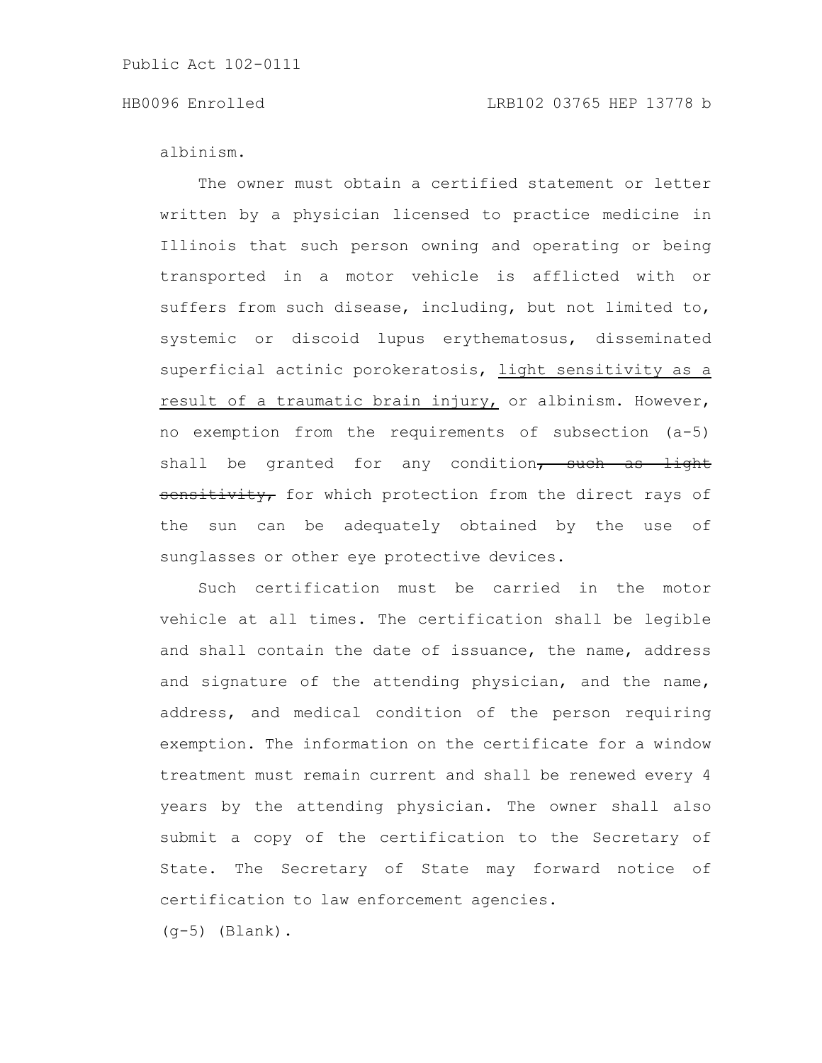albinism.

The owner must obtain a certified statement or letter written by a physician licensed to practice medicine in Illinois that such person owning and operating or being transported in a motor vehicle is afflicted with or suffers from such disease, including, but not limited to, systemic or discoid lupus erythematosus, disseminated superficial actinic porokeratosis, <u>light sensitivity as a result of a traumatic brain injury,</u> or albinism. However, no exemption from the requirements of subsection (a-5) shall be granted for any condition~~, such as light sensitivity,~~ for which protection from the direct rays of the sun can be adequately obtained by the use of sunglasses or other eye protective devices.

Such certification must be carried in the motor vehicle at all times. The certification shall be legible and shall contain the date of issuance, the name, address and signature of the attending physician, and the name, address, and medical condition of the person requiring exemption. The information on the certificate for a window treatment must remain current and shall be renewed every 4 years by the attending physician. The owner shall also submit a copy of the certification to the Secretary of State. The Secretary of State may forward notice of certification to law enforcement agencies.

(g-5) (Blank).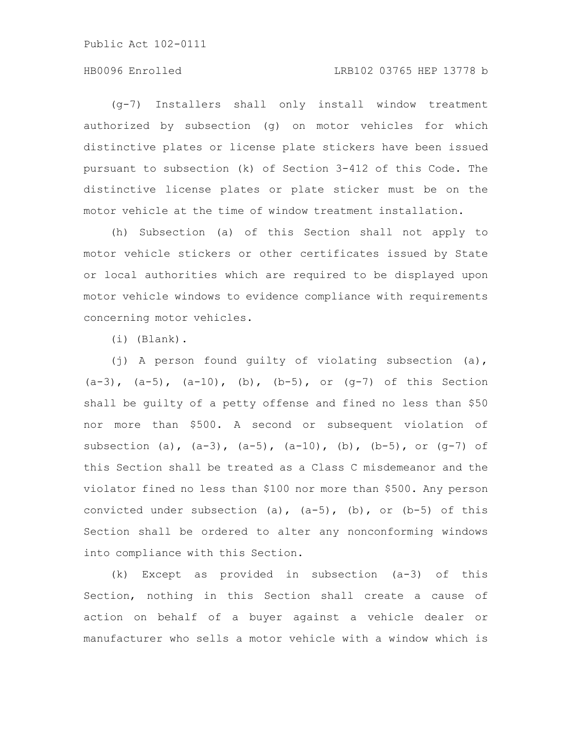(g-7) Installers shall only install window treatment authorized by subsection (g) on motor vehicles for which distinctive plates or license plate stickers have been issued pursuant to subsection (k) of Section 3-412 of this Code. The distinctive license plates or plate sticker must be on the motor vehicle at the time of window treatment installation.

(h) Subsection (a) of this Section shall not apply to motor vehicle stickers or other certificates issued by State or local authorities which are required to be displayed upon motor vehicle windows to evidence compliance with requirements concerning motor vehicles.

(i) (Blank).

(j) A person found guilty of violating subsection (a), (a-3), (a-5), (a-10), (b), (b-5), or (g-7) of this Section shall be guilty of a petty offense and fined no less than $50 nor more than $500. A second or subsequent violation of subsection (a), (a-3), (a-5), (a-10), (b), (b-5), or (g-7) of this Section shall be treated as a Class C misdemeanor and the violator fined no less than $100 nor more than $500. Any person convicted under subsection (a), (a-5), (b), or (b-5) of this Section shall be ordered to alter any nonconforming windows into compliance with this Section.

(k) Except as provided in subsection (a-3) of this Section, nothing in this Section shall create a cause of action on behalf of a buyer against a vehicle dealer or manufacturer who sells a motor vehicle with a window which is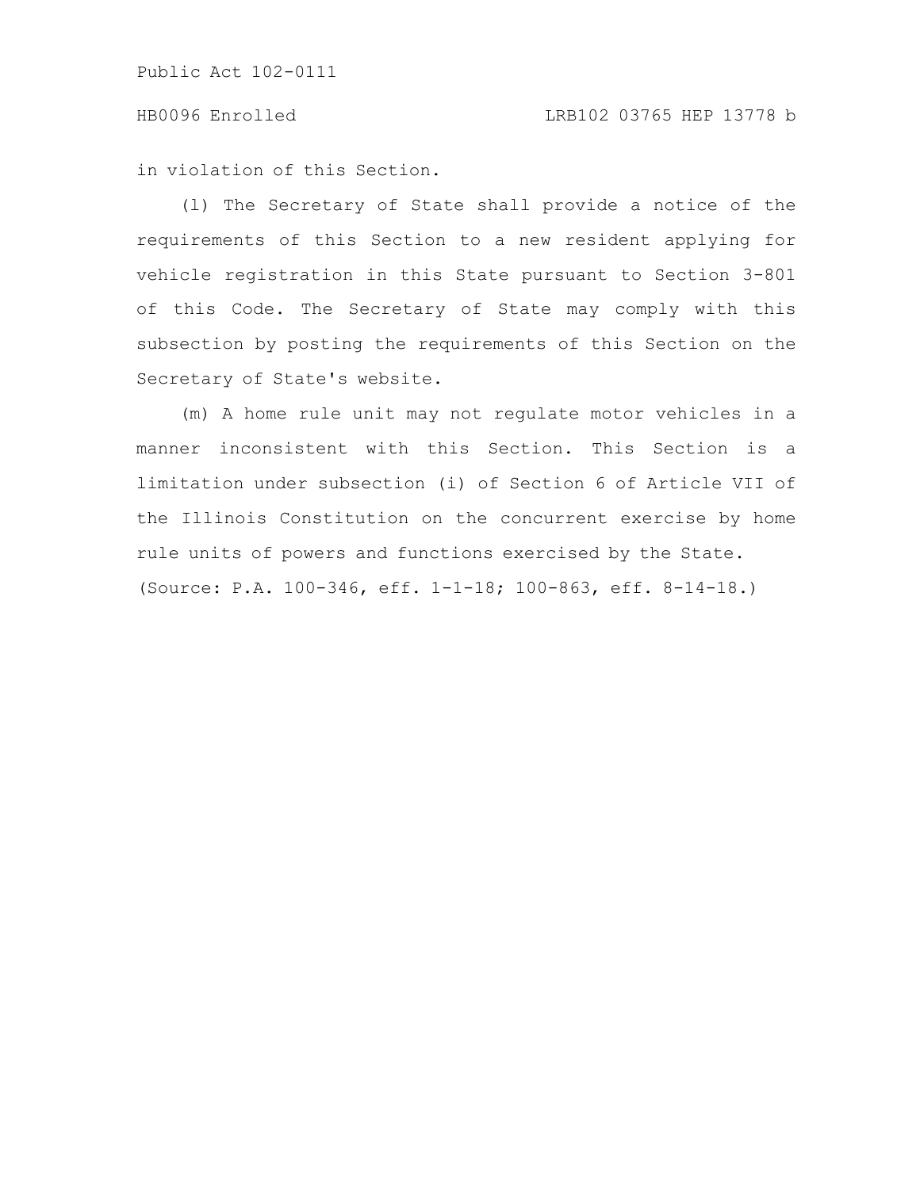in violation of this Section.

(l) The Secretary of State shall provide a notice of the requirements of this Section to a new resident applying for vehicle registration in this State pursuant to Section 3-801 of this Code. The Secretary of State may comply with this subsection by posting the requirements of this Section on the Secretary of State's website.

(m) A home rule unit may not regulate motor vehicles in a manner inconsistent with this Section. This Section is a limitation under subsection (i) of Section 6 of Article VII of the Illinois Constitution on the concurrent exercise by home rule units of powers and functions exercised by the State.

(Source: P.A. 100-346, eff. 1-1-18; 100-863, eff. 8-14-18.)